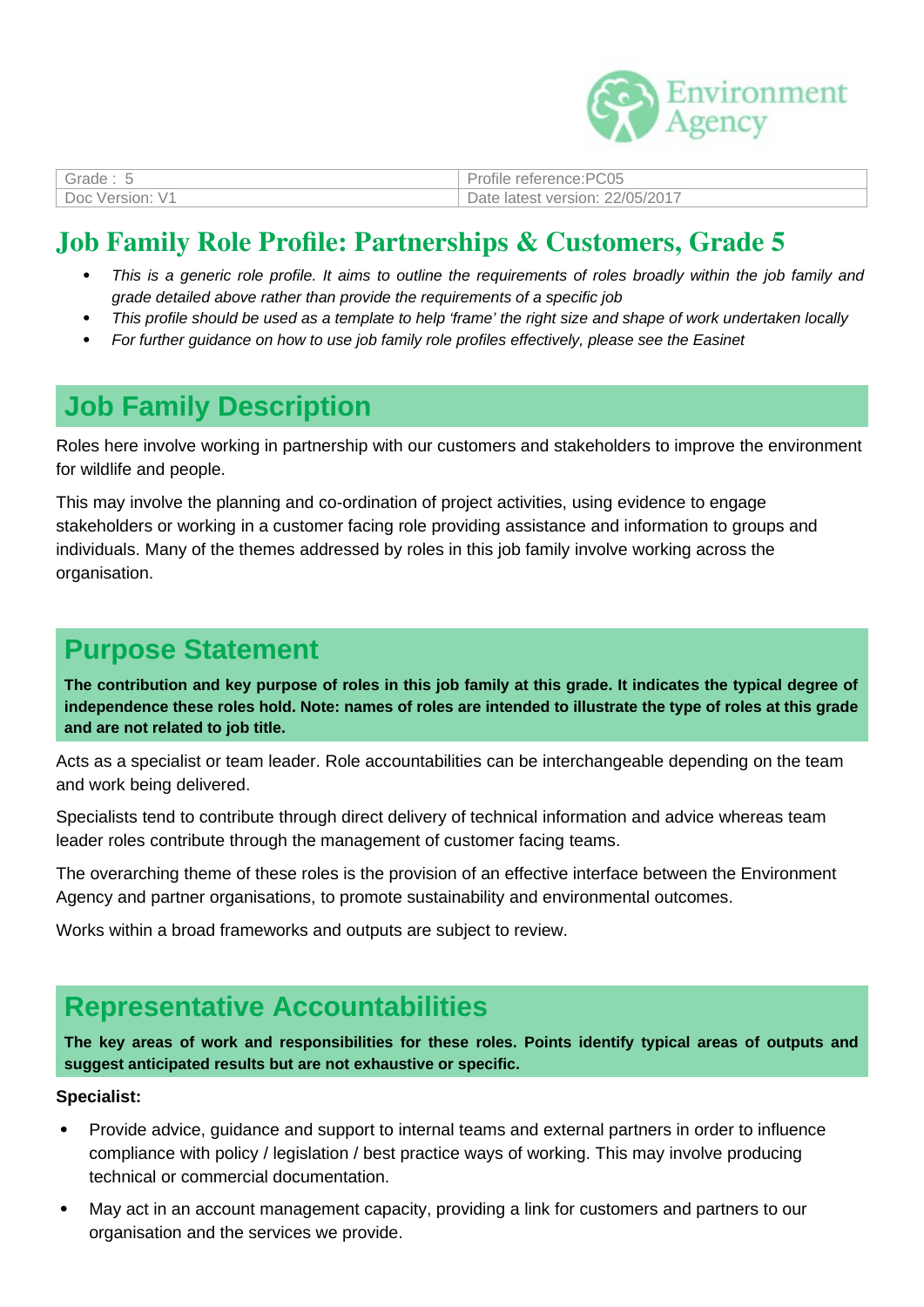| Grade : 5 | Profile reference:PC05 |
| --- | --- |
| Doc Version: V1 | Date latest version: 22/05/2017 |

# Job Family Role Profile: Partnerships & Customers, Grade 5

- *This is a generic role profile. It aims to outline the requirements of roles broadly within the job family and grade detailed above rather than provide the requirements of a specific job*
- *This profile should be used as a template to help 'frame' the right size and shape of work undertaken locally*
- *For further guidance on how to use job family role profiles effectively, please see the Easinet*

## Job Family Description

Roles here involve working in partnership with our customers and stakeholders to improve the environment for wildlife and people.

This may involve the planning and co-ordination of project activities, using evidence to engage stakeholders or working in a customer facing role providing assistance and information to groups and individuals. Many of the themes addressed by roles in this job family involve working across the organisation.

## Purpose Statement

**The contribution and key purpose of roles in this job family at this grade. It indicates the typical degree of independence these roles hold. Note: names of roles are intended to illustrate the type of roles at this grade and are not related to job title.**

Acts as a specialist or team leader. Role accountabilities can be interchangeable depending on the team and work being delivered.

Specialists tend to contribute through direct delivery of technical information and advice whereas team leader roles contribute through the management of customer facing teams.

The overarching theme of these roles is the provision of an effective interface between the Environment Agency and partner organisations, to promote sustainability and environmental outcomes.

Works within a broad frameworks and outputs are subject to review.

## Representative Accountabilities

**The key areas of work and responsibilities for these roles. Points identify typical areas of outputs and suggest anticipated results but are not exhaustive or specific.**

**Specialist:**

- Provide advice, guidance and support to internal teams and external partners in order to influence compliance with policy / legislation / best practice ways of working. This may involve producing technical or commercial documentation.
- May act in an account management capacity, providing a link for customers and partners to our organisation and the services we provide.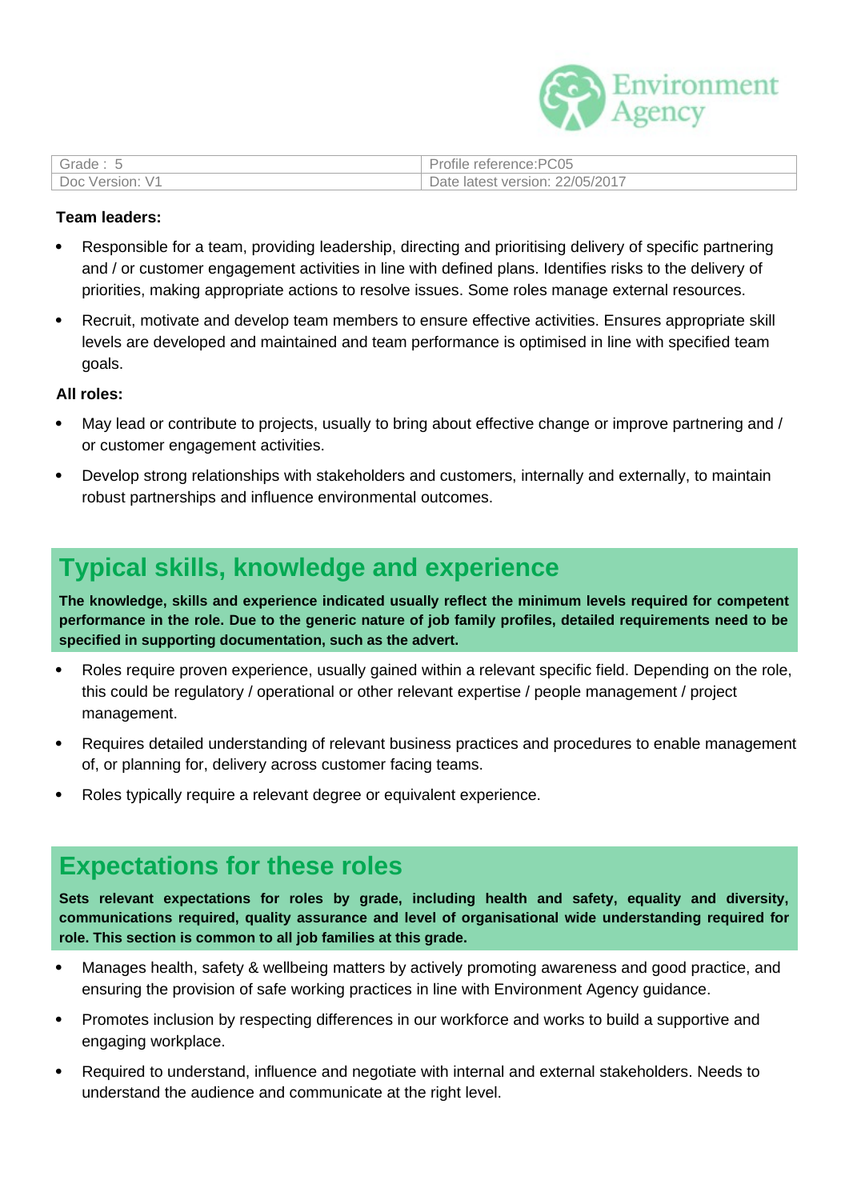| Grade : 5 | Profile reference:PC05 |
| --- | --- |
| Doc Version: V1 | Date latest version: 22/05/2017 |

**Team leaders:**

- Responsible for a team, providing leadership, directing and prioritising delivery of specific partnering and / or customer engagement activities in line with defined plans. Identifies risks to the delivery of priorities, making appropriate actions to resolve issues. Some roles manage external resources.
- Recruit, motivate and develop team members to ensure effective activities. Ensures appropriate skill levels are developed and maintained and team performance is optimised in line with specified team goals.

**All roles:**

- May lead or contribute to projects, usually to bring about effective change or improve partnering and / or customer engagement activities.
- Develop strong relationships with stakeholders and customers, internally and externally, to maintain robust partnerships and influence environmental outcomes.

## Typical skills, knowledge and experience

**The knowledge, skills and experience indicated usually reflect the minimum levels required for competent performance in the role. Due to the generic nature of job family profiles, detailed requirements need to be specified in supporting documentation, such as the advert.**

- Roles require proven experience, usually gained within a relevant specific field. Depending on the role, this could be regulatory / operational or other relevant expertise / people management / project management.
- Requires detailed understanding of relevant business practices and procedures to enable management of, or planning for, delivery across customer facing teams.
- Roles typically require a relevant degree or equivalent experience.

## Expectations for these roles

**Sets relevant expectations for roles by grade, including health and safety, equality and diversity, communications required, quality assurance and level of organisational wide understanding required for role. This section is common to all job families at this grade.**

- Manages health, safety & wellbeing matters by actively promoting awareness and good practice, and ensuring the provision of safe working practices in line with Environment Agency guidance.
- Promotes inclusion by respecting differences in our workforce and works to build a supportive and engaging workplace.
- Required to understand, influence and negotiate with internal and external stakeholders. Needs to understand the audience and communicate at the right level.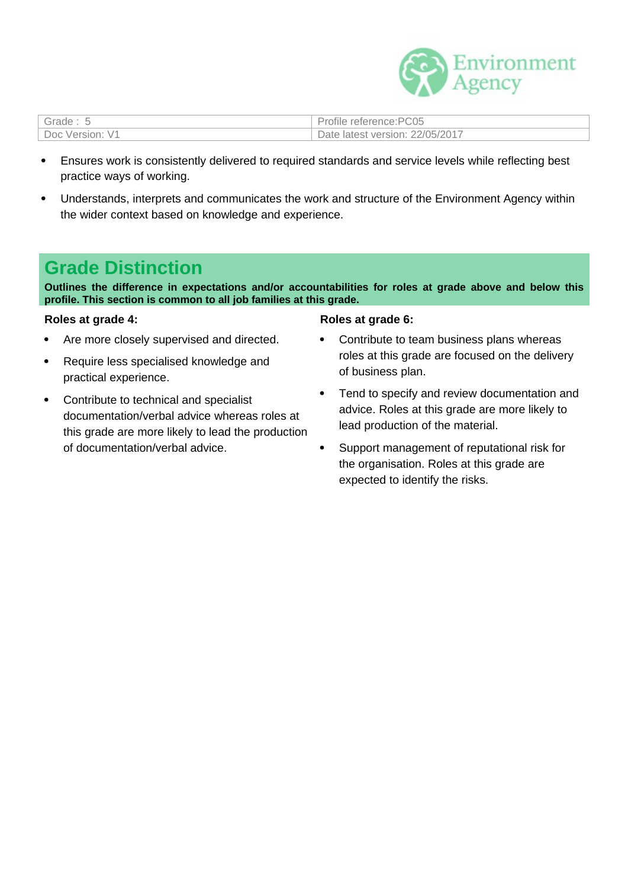| | |
|---|---|
| Grade : 5 | Profile reference:PC05 |
| Doc Version: V1 | Date latest version: 22/05/2017 |

- Ensures work is consistently delivered to required standards and service levels while reflecting best practice ways of working.
- Understands, interprets and communicates the work and structure of the Environment Agency within the wider context based on knowledge and experience.

## Grade Distinction

**Outlines the difference in expectations and/or accountabilities for roles at grade above and below this profile. This section is common to all job families at this grade.**

**Roles at grade 4:**

- Are more closely supervised and directed.
- Require less specialised knowledge and practical experience.
- Contribute to technical and specialist documentation/verbal advice whereas roles at this grade are more likely to lead the production of documentation/verbal advice.

**Roles at grade 6:**

- Contribute to team business plans whereas roles at this grade are focused on the delivery of business plan.
- Tend to specify and review documentation and advice. Roles at this grade are more likely to lead production of the material.
- Support management of reputational risk for the organisation. Roles at this grade are expected to identify the risks.